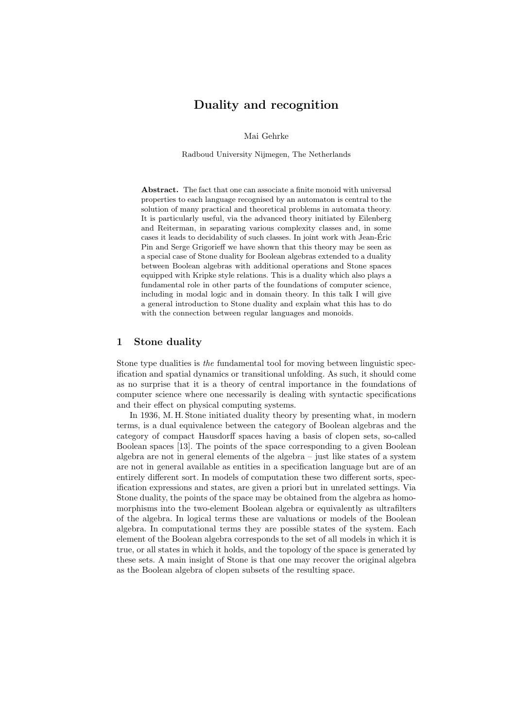# Duality and recognition

Mai Gehrke

Radboud University Nijmegen, The Netherlands

**Abstract.** The fact that one can associate a finite monoid with universal properties to each language recognised by an automaton is central to the solution of many practical and theoretical problems in automata theory. It is particularly useful, via the advanced theory initiated by Eilenberg and Reiterman, in separating various complexity classes and, in some cases it leads to decidability of such classes. In joint work with Jean-Éric Pin and Serge Grigorieff we have shown that this theory may be seen as a special case of Stone duality for Boolean algebras extended to a duality between Boolean algebras with additional operations and Stone spaces equipped with Kripke style relations. This is a duality which also plays a fundamental role in other parts of the foundations of computer science, including in modal logic and in domain theory. In this talk I will give a general introduction to Stone duality and explain what this has to do with the connection between regular languages and monoids.

## 1 Stone duality

Stone type dualities is *the* fundamental tool for moving between linguistic specification and spatial dynamics or transitional unfolding. As such, it should come as no surprise that it is a theory of central importance in the foundations of computer science where one necessarily is dealing with syntactic specifications and their effect on physical computing systems.

In 1936, M. H. Stone initiated duality theory by presenting what, in modern terms, is a dual equivalence between the category of Boolean algebras and the category of compact Hausdorff spaces having a basis of clopen sets, so-called Boolean spaces [13]. The points of the space corresponding to a given Boolean algebra are not in general elements of the algebra – just like states of a system are not in general available as entities in a specification language but are of an entirely different sort. In models of computation these two different sorts, specification expressions and states, are given a priori but in unrelated settings. Via Stone duality, the points of the space may be obtained from the algebra as homomorphisms into the two-element Boolean algebra or equivalently as ultrafilters of the algebra. In logical terms these are valuations or models of the Boolean algebra. In computational terms they are possible states of the system. Each element of the Boolean algebra corresponds to the set of all models in which it is true, or all states in which it holds, and the topology of the space is generated by these sets. A main insight of Stone is that one may recover the original algebra as the Boolean algebra of clopen subsets of the resulting space.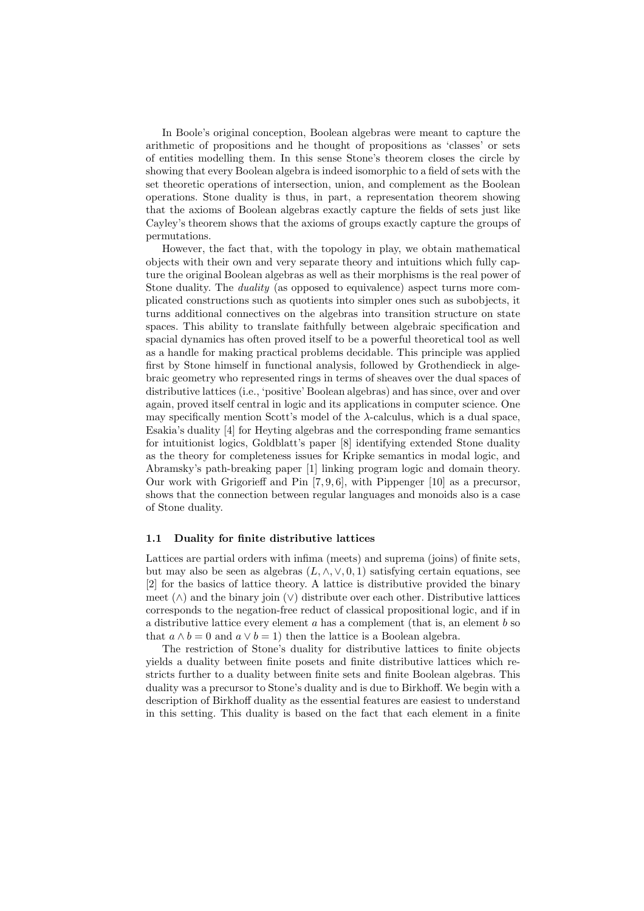In Boole's original conception, Boolean algebras were meant to capture the arithmetic of propositions and he thought of propositions as 'classes' or sets of entities modelling them. In this sense Stone's theorem closes the circle by showing that every Boolean algebra is indeed isomorphic to a field of sets with the set theoretic operations of intersection, union, and complement as the Boolean operations. Stone duality is thus, in part, a representation theorem showing that the axioms of Boolean algebras exactly capture the fields of sets just like Cayley's theorem shows that the axioms of groups exactly capture the groups of permutations.

However, the fact that, with the topology in play, we obtain mathematical objects with their own and very separate theory and intuitions which fully capture the original Boolean algebras as well as their morphisms is the real power of Stone duality. The *duality* (as opposed to equivalence) aspect turns more complicated constructions such as quotients into simpler ones such as subobjects, it turns additional connectives on the algebras into transition structure on state spaces. This ability to translate faithfully between algebraic specification and spacial dynamics has often proved itself to be a powerful theoretical tool as well as a handle for making practical problems decidable. This principle was applied first by Stone himself in functional analysis, followed by Grothendieck in algebraic geometry who represented rings in terms of sheaves over the dual spaces of distributive lattices (i.e., 'positive' Boolean algebras) and has since, over and over again, proved itself central in logic and its applications in computer science. One may specifically mention Scott's model of the $\lambda$-calculus, which is a dual space, Esakia's duality [4] for Heyting algebras and the corresponding frame semantics for intuitionist logics, Goldblatt's paper [8] identifying extended Stone duality as the theory for completeness issues for Kripke semantics in modal logic, and Abramsky's path-breaking paper [1] linking program logic and domain theory. Our work with Grigorieff and Pin [7, 9, 6], with Pippenger [10] as a precursor, shows that the connection between regular languages and monoids also is a case of Stone duality.

### 1.1 Duality for finite distributive lattices

Lattices are partial orders with infima (meets) and suprema (joins) of finite sets, but may also be seen as algebras $(L, \wedge, \vee, 0, 1)$ satisfying certain equations, see [2] for the basics of lattice theory. A lattice is distributive provided the binary meet ($\wedge$) and the binary join ($\vee$) distribute over each other. Distributive lattices corresponds to the negation-free reduct of classical propositional logic, and if in a distributive lattice every element $a$ has a complement (that is, an element $b$ so that $a \wedge b = 0$ and $a \vee b = 1$) then the lattice is a Boolean algebra.

The restriction of Stone's duality for distributive lattices to finite objects yields a duality between finite posets and finite distributive lattices which restricts further to a duality between finite sets and finite Boolean algebras. This duality was a precursor to Stone's duality and is due to Birkhoff. We begin with a description of Birkhoff duality as the essential features are easiest to understand in this setting. This duality is based on the fact that each element in a finite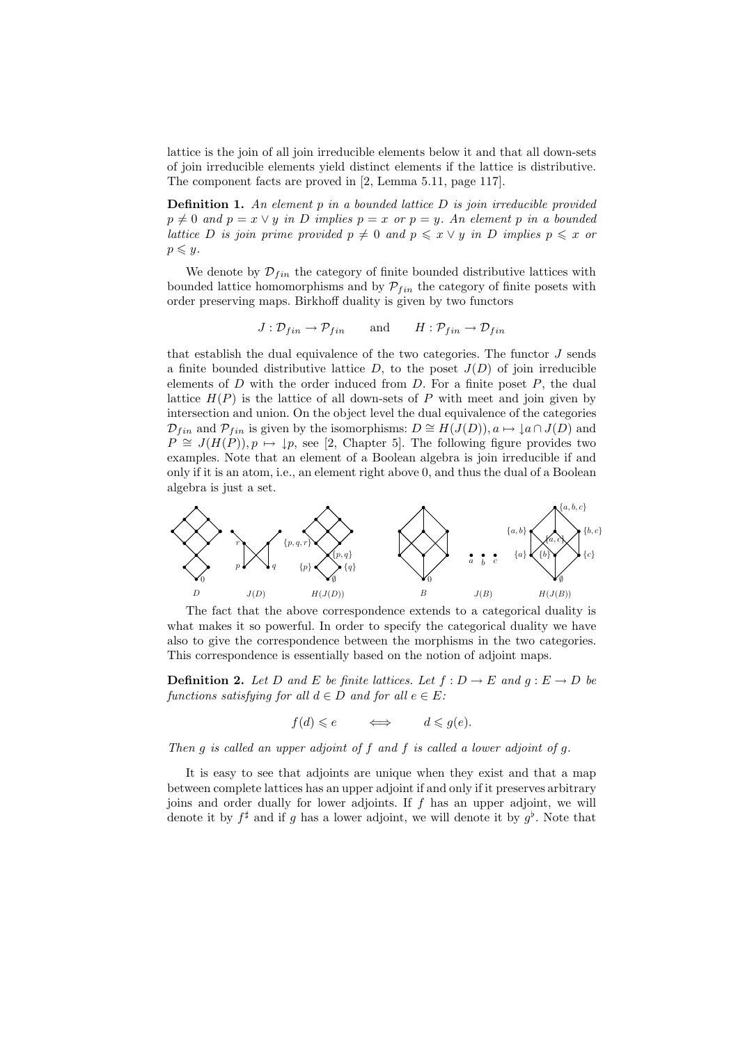lattice is the join of all join irreducible elements below it and that all down-sets of join irreducible elements yield distinct elements if the lattice is distributive. The component facts are proved in [2, Lemma 5.11, page 117].

**Definition 1.** *An element $p$ in a bounded lattice $D$ is join irreducible provided $p \neq 0$ and $p = x \vee y$ in $D$ implies $p = x$ or $p = y$. An element $p$ in a bounded lattice $D$ is join prime provided $p \neq 0$ and $p \leqslant x \vee y$ in $D$ implies $p \leqslant x$ or $p \leqslant y$.*

We denote by $\mathcal{D}_{fin}$ the category of finite bounded distributive lattices with bounded lattice homomorphisms and by $\mathcal{P}_{fin}$ the category of finite posets with order preserving maps. Birkhoff duality is given by two functors

$$J : \mathcal{D}_{fin} \to \mathcal{P}_{fin} \qquad \text{and} \qquad H : \mathcal{P}_{fin} \to \mathcal{D}_{fin}$$

that establish the dual equivalence of the two categories. The functor $J$ sends a finite bounded distributive lattice $D$, to the poset $J(D)$ of join irreducible elements of $D$ with the order induced from $D$. For a finite poset $P$, the dual lattice $H(P)$ is the lattice of all down-sets of $P$ with meet and join given by intersection and union. On the object level the dual equivalence of the categories $\mathcal{D}_{fin}$ and $\mathcal{P}_{fin}$ is given by the isomorphisms: $D \cong H(J(D)), a \mapsto \downarrow a \cap J(D)$ and $P \cong J(H(P)), p \mapsto \downarrow p$, see [2, Chapter 5]. The following figure provides two examples. Note that an element of a Boolean algebra is join irreducible if and only if it is an atom, i.e., an element right above 0, and thus the dual of a Boolean algebra is just a set.

$D$ $\quad J(D) \quad H(J(D)) \quad B \quad J(B) \quad H(J(B))$

The fact that the above correspondence extends to a categorical duality is what makes it so powerful. In order to specify the categorical duality we have also to give the correspondence between the morphisms in the two categories. This correspondence is essentially based on the notion of adjoint maps.

**Definition 2.** *Let $D$ and $E$ be finite lattices. Let $f : D \to E$ and $g : E \to D$ be functions satisfying for all $d \in D$ and for all $e \in E$:*

$$f(d) \leqslant e \qquad \Longleftrightarrow \qquad d \leqslant g(e).$$

*Then $g$ is called an upper adjoint of $f$ and $f$ is called a lower adjoint of $g$.*

It is easy to see that adjoints are unique when they exist and that a map between complete lattices has an upper adjoint if and only if it preserves arbitrary joins and order dually for lower adjoints. If $f$ has an upper adjoint, we will denote it by $f^\sharp$ and if $g$ has a lower adjoint, we will denote it by $g^\flat$. Note that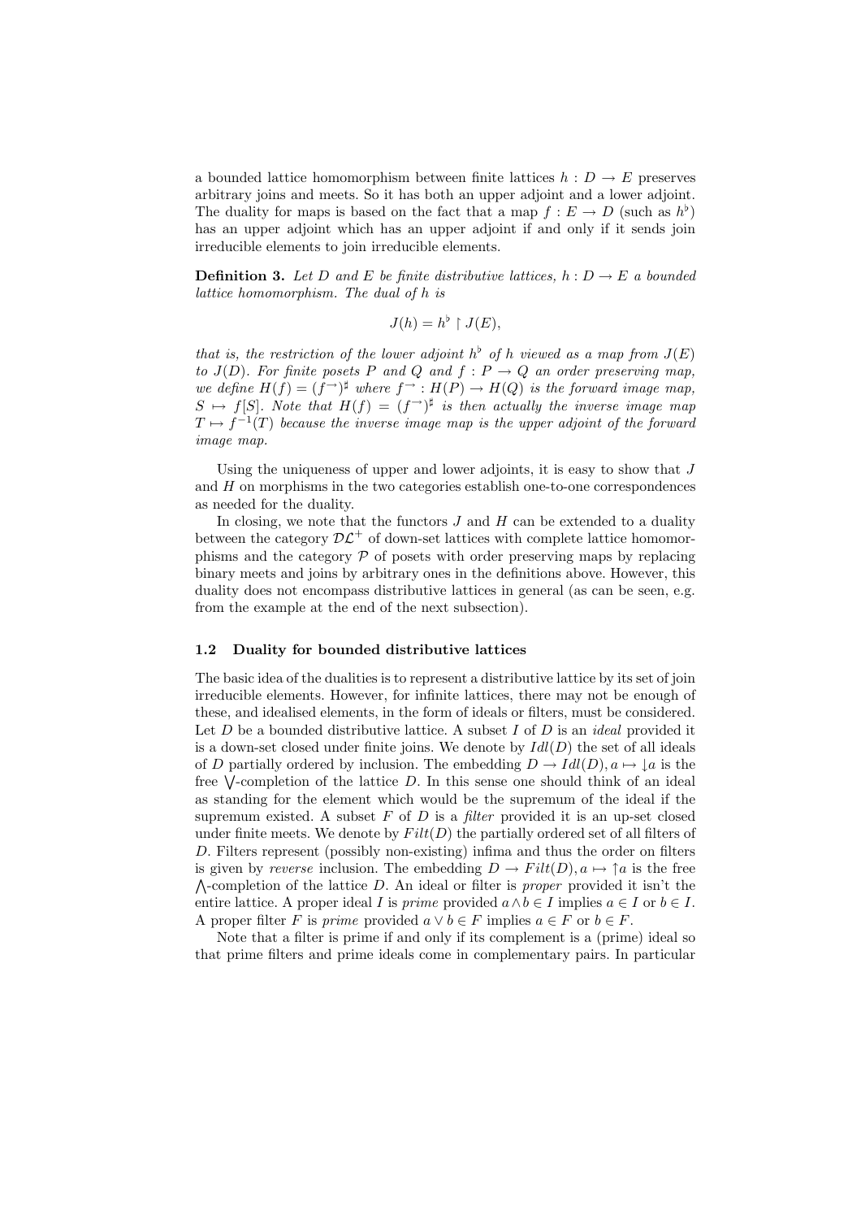a bounded lattice homomorphism between finite lattices $h : D \to E$ preserves arbitrary joins and meets. So it has both an upper adjoint and a lower adjoint. The duality for maps is based on the fact that a map $f : E \to D$ (such as $h^\flat$) has an upper adjoint which has an upper adjoint if and only if it sends join irreducible elements to join irreducible elements.

**Definition 3.** *Let $D$ and $E$ be finite distributive lattices, $h : D \to E$ a bounded lattice homomorphism. The dual of $h$ is*

$$J(h) = h^\flat \restriction J(E),$$

*that is, the restriction of the lower adjoint $h^\flat$ of $h$ viewed as a map from $J(E)$ to $J(D)$. For finite posets $P$ and $Q$ and $f : P \to Q$ an order preserving map, we define $H(f) = (f^\to)^\sharp$ where $f^\to : H(P) \to H(Q)$ is the forward image map, $S \mapsto f[S]$. Note that $H(f) = (f^\to)^\sharp$ is then actually the inverse image map $T \mapsto f^{-1}(T)$ because the inverse image map is the upper adjoint of the forward image map.*

Using the uniqueness of upper and lower adjoints, it is easy to show that $J$ and $H$ on morphisms in the two categories establish one-to-one correspondences as needed for the duality.

In closing, we note that the functors $J$ and $H$ can be extended to a duality between the category $\mathcal{DL}^+$ of down-set lattices with complete lattice homomorphisms and the category $\mathcal{P}$ of posets with order preserving maps by replacing binary meets and joins by arbitrary ones in the definitions above. However, this duality does not encompass distributive lattices in general (as can be seen, e.g. from the example at the end of the next subsection).

### 1.2 Duality for bounded distributive lattices

The basic idea of the dualities is to represent a distributive lattice by its set of join irreducible elements. However, for infinite lattices, there may not be enough of these, and idealised elements, in the form of ideals or filters, must be considered. Let $D$ be a bounded distributive lattice. A subset $I$ of $D$ is an *ideal* provided it is a down-set closed under finite joins. We denote by $Idl(D)$ the set of all ideals of $D$ partially ordered by inclusion. The embedding $D \to Idl(D), a \mapsto {\downarrow}a$ is the free $\bigvee$-completion of the lattice $D$. In this sense one should think of an ideal as standing for the element which would be the supremum of the ideal if the supremum existed. A subset $F$ of $D$ is a *filter* provided it is an up-set closed under finite meets. We denote by $Filt(D)$ the partially ordered set of all filters of $D$. Filters represent (possibly non-existing) infima and thus the order on filters is given by *reverse* inclusion. The embedding $D \to Filt(D), a \mapsto {\uparrow}a$ is the free $\bigwedge$-completion of the lattice $D$. An ideal or filter is *proper* provided it isn't the entire lattice. A proper ideal $I$ is *prime* provided $a \wedge b \in I$ implies $a \in I$ or $b \in I$. A proper filter $F$ is *prime* provided $a \vee b \in F$ implies $a \in F$ or $b \in F$.

Note that a filter is prime if and only if its complement is a (prime) ideal so that prime filters and prime ideals come in complementary pairs. In particular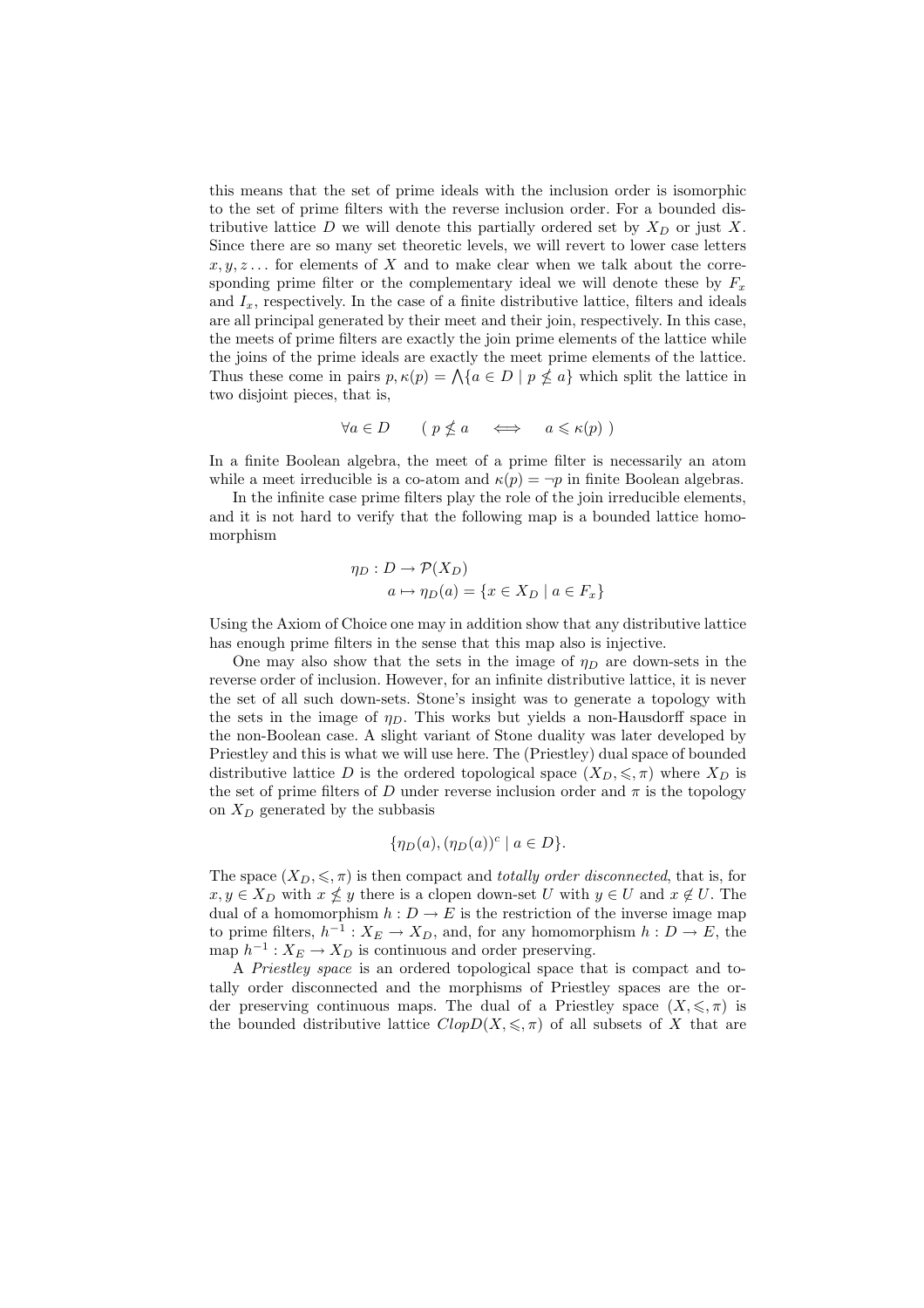this means that the set of prime ideals with the inclusion order is isomorphic to the set of prime filters with the reverse inclusion order. For a bounded distributive lattice $D$ we will denote this partially ordered set by $X_D$ or just $X$. Since there are so many set theoretic levels, we will revert to lower case letters $x, y, z \ldots$ for elements of $X$ and to make clear when we talk about the corresponding prime filter or the complementary ideal we will denote these by $F_x$ and $I_x$, respectively. In the case of a finite distributive lattice, filters and ideals are all principal generated by their meet and their join, respectively. In this case, the meets of prime filters are exactly the join prime elements of the lattice while the joins of the prime ideals are exactly the meet prime elements of the lattice. Thus these come in pairs $p, \kappa(p) = \bigwedge\{a \in D \mid p \nleqslant a\}$ which split the lattice in two disjoint pieces, that is,

$$\forall a \in D \qquad (\ p \nleqslant a \quad \iff \quad a \leqslant \kappa(p)\ )$$

In a finite Boolean algebra, the meet of a prime filter is necessarily an atom while a meet irreducible is a co-atom and $\kappa(p) = \neg p$ in finite Boolean algebras.

In the infinite case prime filters play the role of the join irreducible elements, and it is not hard to verify that the following map is a bounded lattice homomorphism

$$\begin{aligned} \eta_D : D &\to \mathcal{P}(X_D) \\ a &\mapsto \eta_D(a) = \{x \in X_D \mid a \in F_x\} \end{aligned}$$

Using the Axiom of Choice one may in addition show that any distributive lattice has enough prime filters in the sense that this map also is injective.

One may also show that the sets in the image of $\eta_D$ are down-sets in the reverse order of inclusion. However, for an infinite distributive lattice, it is never the set of all such down-sets. Stone's insight was to generate a topology with the sets in the image of $\eta_D$. This works but yields a non-Hausdorff space in the non-Boolean case. A slight variant of Stone duality was later developed by Priestley and this is what we will use here. The (Priestley) dual space of bounded distributive lattice $D$ is the ordered topological space $(X_D, \leqslant, \pi)$ where $X_D$ is the set of prime filters of $D$ under reverse inclusion order and $\pi$ is the topology on $X_D$ generated by the subbasis

$$\{\eta_D(a), (\eta_D(a))^c \mid a \in D\}.$$

The space $(X_D, \leqslant, \pi)$ is then compact and *totally order disconnected*, that is, for $x, y \in X_D$ with $x \nleqslant y$ there is a clopen down-set $U$ with $y \in U$ and $x \notin U$. The dual of a homomorphism $h : D \to E$ is the restriction of the inverse image map to prime filters, $h^{-1} : X_E \to X_D$, and, for any homomorphism $h : D \to E$, the map $h^{-1} : X_E \to X_D$ is continuous and order preserving.

A *Priestley space* is an ordered topological space that is compact and totally order disconnected and the morphisms of Priestley spaces are the order preserving continuous maps. The dual of a Priestley space $(X, \leqslant, \pi)$ is the bounded distributive lattice $ClopD(X, \leqslant, \pi)$ of all subsets of $X$ that are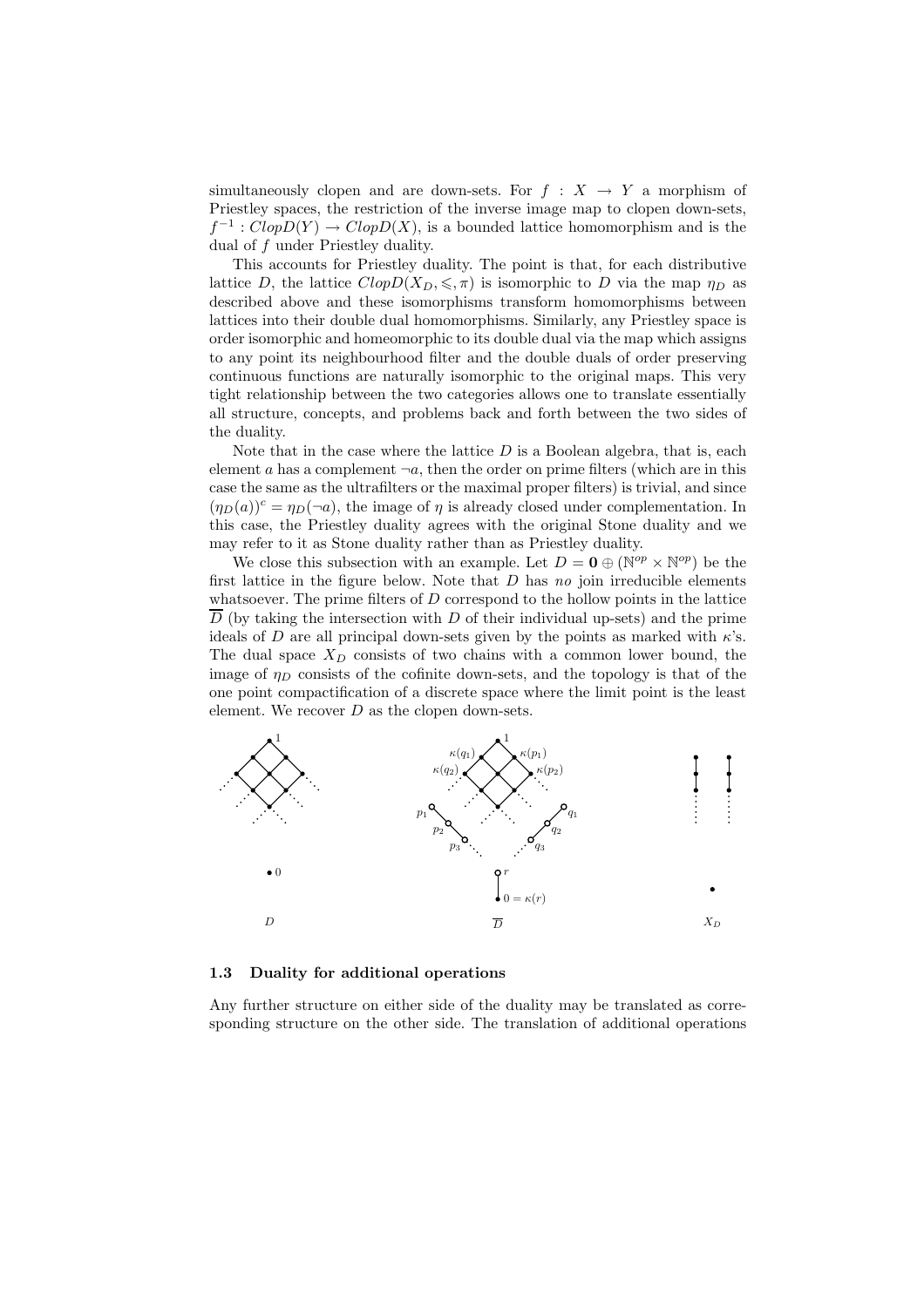simultaneously clopen and are down-sets. For $f : X \to Y$ a morphism of Priestley spaces, the restriction of the inverse image map to clopen down-sets, $f^{-1} : ClopD(Y) \to ClopD(X)$, is a bounded lattice homomorphism and is the dual of $f$ under Priestley duality.

This accounts for Priestley duality. The point is that, for each distributive lattice $D$, the lattice $ClopD(X_D, \leqslant, \pi)$ is isomorphic to $D$ via the map $\eta_D$ as described above and these isomorphisms transform homomorphisms between lattices into their double dual homomorphisms. Similarly, any Priestley space is order isomorphic and homeomorphic to its double dual via the map which assigns to any point its neighbourhood filter and the double duals of order preserving continuous functions are naturally isomorphic to the original maps. This very tight relationship between the two categories allows one to translate essentially all structure, concepts, and problems back and forth between the two sides of the duality.

Note that in the case where the lattice $D$ is a Boolean algebra, that is, each element $a$ has a complement $\neg a$, then the order on prime filters (which are in this case the same as the ultrafilters or the maximal proper filters) is trivial, and since $(\eta_D(a))^c = \eta_D(\neg a)$, the image of $\eta$ is already closed under complementation. In this case, the Priestley duality agrees with the original Stone duality and we may refer to it as Stone duality rather than as Priestley duality.

We close this subsection with an example. Let $D = \mathbf{0} \oplus (\mathbb{N}^{op} \times \mathbb{N}^{op})$ be the first lattice in the figure below. Note that $D$ has *no* join irreducible elements whatsoever. The prime filters of $D$ correspond to the hollow points in the lattice $\overline{D}$ (by taking the intersection with $D$ of their individual up-sets) and the prime ideals of $D$ are all principal down-sets given by the points as marked with $\kappa$'s. The dual space $X_D$ consists of two chains with a common lower bound, the image of $\eta_D$ consists of the cofinite down-sets, and the topology is that of the one point compactification of a discrete space where the limit point is the least element. We recover $D$ as the clopen down-sets.

## 1.3 Duality for additional operations

Any further structure on either side of the duality may be translated as corresponding structure on the other side. The translation of additional operations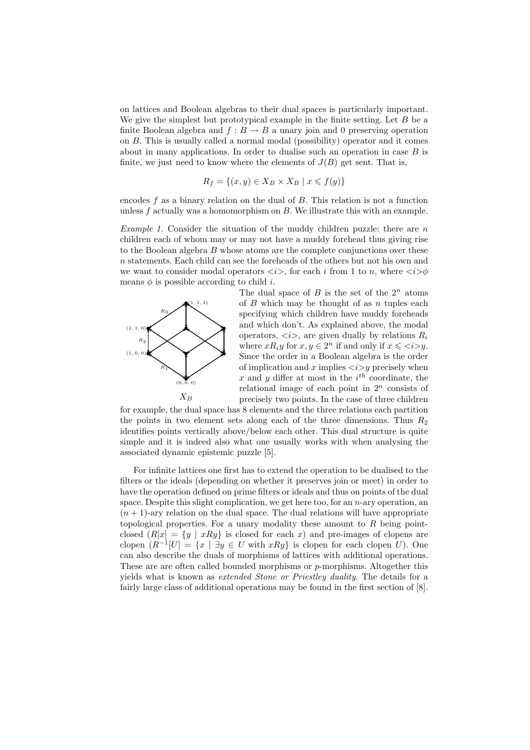on lattices and Boolean algebras to their dual spaces is particularly important. We give the simplest but prototypical example in the finite setting. Let $B$ be a finite Boolean algebra and $f : B \to B$ a unary join and 0 preserving operation on $B$. This is usually called a normal modal (possibility) operator and it comes about in many applications. In order to dualise such an operation in case $B$ is finite, we just need to know where the elements of $J(B)$ get sent. That is,

$$R_f = \{(x, y) \in X_B \times X_B \mid x \leqslant f(y)\}$$

encodes $f$ as a binary relation on the dual of $B$. This relation is not a function unless $f$ actually was a homomorphism on $B$. We illustrate this with an example.

*Example 1.* Consider the situation of the muddy children puzzle: there are $n$ children each of whom may or may not have a muddy forehead thus giving rise to the Boolean algebra $B$ whose atoms are the complete conjunctions over these $n$ statements. Each child can see the foreheads of the others but not his own and we want to consider modal operators $<i>$, for each $i$ from 1 to $n$, where $<i>\phi$ means $\phi$ is possible according to child $i$.

The dual space of $B$ is the set of the $2^n$ atoms of $B$ which may be thought of as $n$ tuples each specifying which children have muddy foreheads and which don't. As explained above, the modal operators, $<i>$, are given dually by relations $R_i$ where $xR_iy$ for $x, y \in 2^n$ if and only if $x \leqslant <i>y$. Since the order in a Boolean algebra is the order of implication and $x$ implies $<i>y$ precisely when $x$ and $y$ differ at most in the $i^{th}$ coordinate, the relational image of each point in $2^n$ consists of precisely two points. In the case of three children for example, the dual space has 8 elements and the three relations each partition the points in two element sets along each of the three dimensions. Thus $R_2$ identifies points vertically above/below each other. This dual structure is quite simple and it is indeed also what one usually works with when analysing the associated dynamic epistemic puzzle [5].

$X_B$

For infinite lattices one first has to extend the operation to be dualised to the filters or the ideals (depending on whether it preserves join or meet) in order to have the operation defined on prime filters or ideals and thus on points of the dual space. Despite this slight complication, we get here too, for an $n$-ary operation, an $(n + 1)$-ary relation on the dual space. The dual relations will have appropriate topological properties. For a unary modality these amount to $R$ being point-closed ($R[x] = \{y \mid xRy\}$ is closed for each $x$) and pre-images of clopens are clopen ($R^{-1}[U] = \{x \mid \exists y \in U \text{ with } xRy\}$ is clopen for each clopen $U$). One can also describe the duals of morphisms of lattices with additional operations. These are are often called bounded morphisms or $p$-morphisms. Altogether this yields what is known as *extended Stone or Priestley duality*. The details for a fairly large class of additional operations may be found in the first section of [8].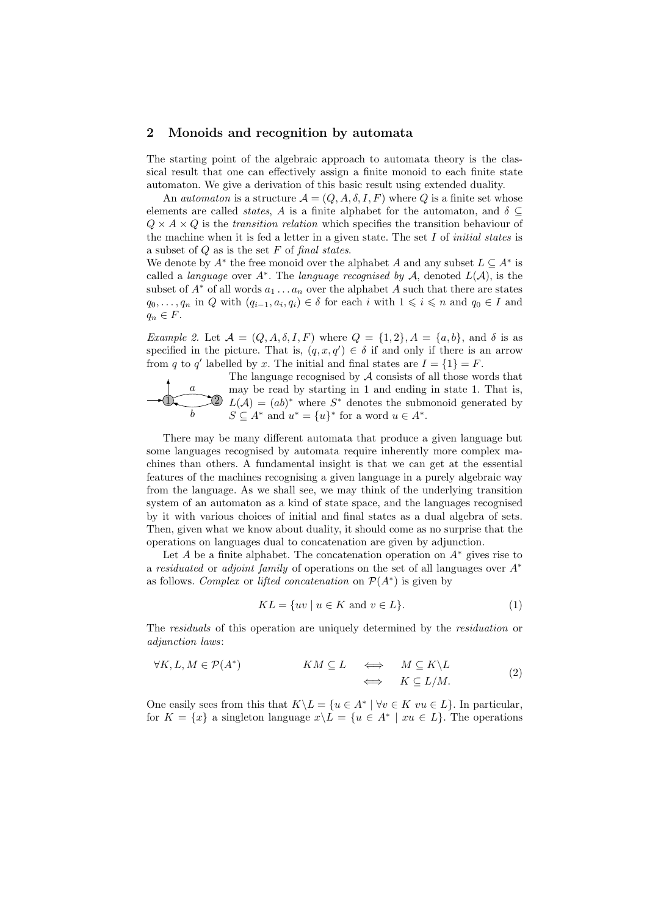## 2 Monoids and recognition by automata

The starting point of the algebraic approach to automata theory is the classical result that one can effectively assign a finite monoid to each finite state automaton. We give a derivation of this basic result using extended duality.

An *automaton* is a structure $\mathcal{A} = (Q, A, \delta, I, F)$ where $Q$ is a finite set whose elements are called *states*, $A$ is a finite alphabet for the automaton, and $\delta \subseteq Q \times A \times Q$ is the *transition relation* which specifies the transition behaviour of the machine when it is fed a letter in a given state. The set $I$ of *initial states* is a subset of $Q$ as is the set $F$ of *final states*.
We denote by $A^*$ the free monoid over the alphabet $A$ and any subset $L \subseteq A^*$ is called a *language* over $A^*$. The *language recognised by* $\mathcal{A}$, denoted $L(\mathcal{A})$, is the subset of $A^*$ of all words $a_1 \ldots a_n$ over the alphabet $A$ such that there are states $q_0, \ldots, q_n$ in $Q$ with $(q_{i-1}, a_i, q_i) \in \delta$ for each $i$ with $1 \leqslant i \leqslant n$ and $q_0 \in I$ and $q_n \in F$.

*Example 2.* Let $\mathcal{A} = (Q, A, \delta, I, F)$ where $Q = \{1, 2\}, A = \{a, b\}$, and $\delta$ is as specified in the picture. That is, $(q, x, q') \in \delta$ if and only if there is an arrow from $q$ to $q'$ labelled by $x$. The initial and final states are $I = \{1\} = F$.

The language recognised by $\mathcal{A}$ consists of all those words that may be read by starting in 1 and ending in state 1. That is, $L(\mathcal{A}) = (ab)^*$ where $S^*$ denotes the submonoid generated by $S \subseteq A^*$ and $u^* = \{u\}^*$ for a word $u \in A^*$.

There may be many different automata that produce a given language but some languages recognised by automata require inherently more complex machines than others. A fundamental insight is that we can get at the essential features of the machines recognising a given language in a purely algebraic way from the language. As we shall see, we may think of the underlying transition system of an automaton as a kind of state space, and the languages recognised by it with various choices of initial and final states as a dual algebra of sets. Then, given what we know about duality, it should come as no surprise that the operations on languages dual to concatenation are given by adjunction.

Let $A$ be a finite alphabet. The concatenation operation on $A^*$ gives rise to a *residuated* or *adjoint family* of operations on the set of all languages over $A^*$ as follows. *Complex* or *lifted concatenation* on $\mathcal{P}(A^*)$ is given by

$$KL = \{uv \mid u \in K \text{ and } v \in L\}. \tag{1}$$

The *residuals* of this operation are uniquely determined by the *residuation* or *adjunction laws*:

$$\forall K, L, M \in \mathcal{P}(A^*) \qquad KM \subseteq L \iff M \subseteq K\backslash L \iff K \subseteq L/M. \tag{2}$$

One easily sees from this that $K\backslash L = \{u \in A^* \mid \forall v \in K \; vu \in L\}$. In particular, for $K = \{x\}$ a singleton language $x\backslash L = \{u \in A^* \mid xu \in L\}$. The operations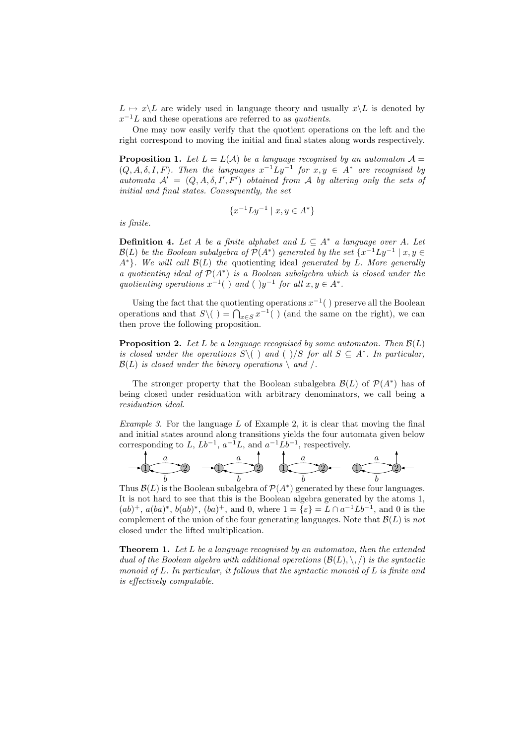$L \mapsto x\backslash L$ are widely used in language theory and usually $x\backslash L$ is denoted by $x^{-1}L$ and these operations are referred to as *quotients*.

One may now easily verify that the quotient operations on the left and the right correspond to moving the initial and final states along words respectively.

**Proposition 1.** *Let $L = L(\mathcal{A})$ be a language recognised by an automaton $\mathcal{A} = (Q, A, \delta, I, F)$. Then the languages $x^{-1}Ly^{-1}$ for $x, y \in A^*$ are recognised by automata $\mathcal{A}' = (Q, A, \delta, I', F')$ obtained from $\mathcal{A}$ by altering only the sets of initial and final states. Consequently, the set*

$$\{x^{-1}Ly^{-1} \mid x, y \in A^*\}$$

*is finite.*

**Definition 4.** *Let $A$ be a finite alphabet and $L \subseteq A^*$ a language over $A$. Let $\mathcal{B}(L)$ be the Boolean subalgebra of $\mathcal{P}(A^*)$ generated by the set $\{x^{-1}Ly^{-1} \mid x, y \in A^*\}$. We will call $\mathcal{B}(L)$ the* quotienting ideal *generated by $L$. More generally a quotienting ideal of $\mathcal{P}(A^*)$ is a Boolean subalgebra which is closed under the quotienting operations $x^{-1}(\ )$ and $(\ )y^{-1}$ for all $x, y \in A^*$.*

Using the fact that the quotienting operations $x^{-1}(\ )$ preserve all the Boolean operations and that $S\backslash(\ ) = \bigcap_{x \in S} x^{-1}(\ )$ (and the same on the right), we can then prove the following proposition.

**Proposition 2.** *Let $L$ be a language recognised by some automaton. Then $\mathcal{B}(L)$ is closed under the operations $S\backslash(\ )$ and $(\ )/S$ for all $S \subseteq A^*$. In particular, $\mathcal{B}(L)$ is closed under the binary operations $\backslash$ and $/$.*

The stronger property that the Boolean subalgebra $\mathcal{B}(L)$ of $\mathcal{P}(A^*)$ has of being closed under residuation with arbitrary denominators, we call being a *residuation ideal*.

*Example 3.* For the language $L$ of Example 2, it is clear that moving the final and initial states around along transitions yields the four automata given below corresponding to $L$, $Lb^{-1}$, $a^{-1}L$, and $a^{-1}Lb^{-1}$, respectively.

Thus $\mathcal{B}(L)$ is the Boolean subalgebra of $\mathcal{P}(A^*)$ generated by these four languages. It is not hard to see that this is the Boolean algebra generated by the atoms 1, $(ab)^+$, $a(ba)^*$, $b(ab)^*$, $(ba)^+$, and 0, where $1 = \{\varepsilon\} = L \cap a^{-1}Lb^{-1}$, and 0 is the complement of the union of the four generating languages. Note that $\mathcal{B}(L)$ is *not* closed under the lifted multiplication.

**Theorem 1.** *Let $L$ be a language recognised by an automaton, then the extended dual of the Boolean algebra with additional operations $(\mathcal{B}(L), \backslash, /)$ is the syntactic monoid of $L$. In particular, it follows that the syntactic monoid of $L$ is finite and is effectively computable.*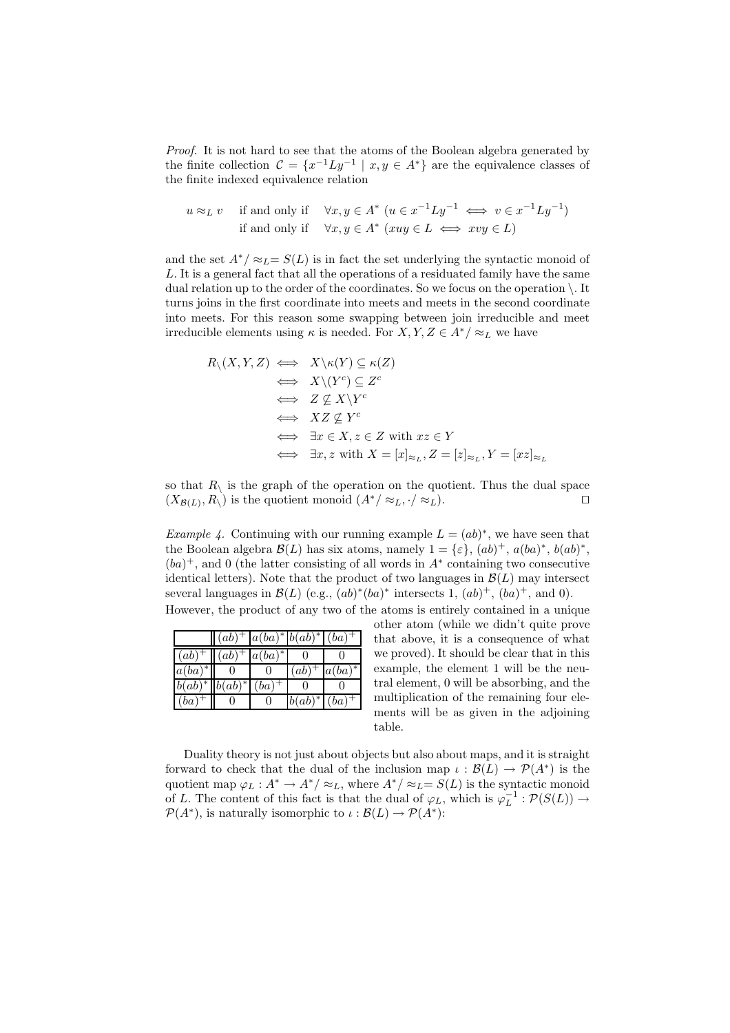*Proof.* It is not hard to see that the atoms of the Boolean algebra generated by the finite collection $\mathcal{C} = \{x^{-1}Ly^{-1} \mid x, y \in A^*\}$ are the equivalence classes of the finite indexed equivalence relation

$$
\begin{aligned}
u \approx_L v \quad &\text{if and only if} \quad \forall x, y \in A^* \ (u \in x^{-1}Ly^{-1} \iff v \in x^{-1}Ly^{-1}) \\
&\text{if and only if} \quad \forall x, y \in A^* \ (xuy \in L \iff xvy \in L)
\end{aligned}
$$

and the set $A^*/\approx_L = S(L)$ is in fact the set underlying the syntactic monoid of $L$. It is a general fact that all the operations of a residuated family have the same dual relation up to the order of the coordinates. So we focus on the operation $\backslash$. It turns joins in the first coordinate into meets and meets in the second coordinate into meets. For this reason some swapping between join irreducible and meet irreducible elements using $\kappa$ is needed. For $X, Y, Z \in A^*/\approx_L$ we have

$$
\begin{aligned}
R_\backslash(X, Y, Z) &\iff X\backslash\kappa(Y) \subseteq \kappa(Z) \\
&\iff X\backslash(Y^c) \subseteq Z^c \\
&\iff Z \not\subseteq X\backslash Y^c \\
&\iff XZ \not\subseteq Y^c \\
&\iff \exists x \in X, z \in Z \text{ with } xz \in Y \\
&\iff \exists x, z \text{ with } X = [x]_{\approx_L}, Z = [z]_{\approx_L}, Y = [xz]_{\approx_L}
\end{aligned}
$$

so that $R_\backslash$ is the graph of the operation on the quotient. Thus the dual space $(X_{\mathcal{B}(L)}, R_\backslash)$ is the quotient monoid $(A^*/\approx_L, \cdot/\approx_L)$. □

*Example 4.* Continuing with our running example $L = (ab)^*$, we have seen that the Boolean algebra $\mathcal{B}(L)$ has six atoms, namely $1 = \{\varepsilon\}$, $(ab)^+$, $a(ba)^*$, $b(ab)^*$, $(ba)^+$, and 0 (the latter consisting of all words in $A^*$ containing two consecutive identical letters). Note that the product of two languages in $\mathcal{B}(L)$ may intersect several languages in $\mathcal{B}(L)$ (e.g., $(ab)^*(ba)^*$ intersects 1, $(ab)^+$, $(ba)^+$, and 0). However, the product of any two of the atoms is entirely contained in a unique other atom (while we didn't quite prove that above, it is a consequence of what we proved). It should be clear that in this example, the element 1 will be the neutral element, 0 will be absorbing, and the multiplication of the remaining four elements will be as given in the adjoining table.

| | $(ab)^+$ | $a(ba)^*$ | $b(ab)^*$ | $(ba)^+$ |
|---|---|---|---|---|
| $(ab)^+$ | $(ab)^+$ | $a(ba)^*$ | 0 | 0 |
| $a(ba)^*$ | 0 | 0 | $(ab)^+$ | $a(ba)^*$ |
| $b(ab)^*$ | $b(ab)^*$ | $(ba)^+$ | 0 | 0 |
| $(ba)^+$ | 0 | 0 | $b(ab)^*$ | $(ba)^+$ |

Duality theory is not just about objects but also about maps, and it is straight forward to check that the dual of the inclusion map $\iota : \mathcal{B}(L) \to \mathcal{P}(A^*)$ is the quotient map $\varphi_L : A^* \to A^*/\approx_L$, where $A^*/\approx_L = S(L)$ is the syntactic monoid of $L$. The content of this fact is that the dual of $\varphi_L$, which is $\varphi_L^{-1} : \mathcal{P}(S(L)) \to \mathcal{P}(A^*)$, is naturally isomorphic to $\iota : \mathcal{B}(L) \to \mathcal{P}(A^*)$: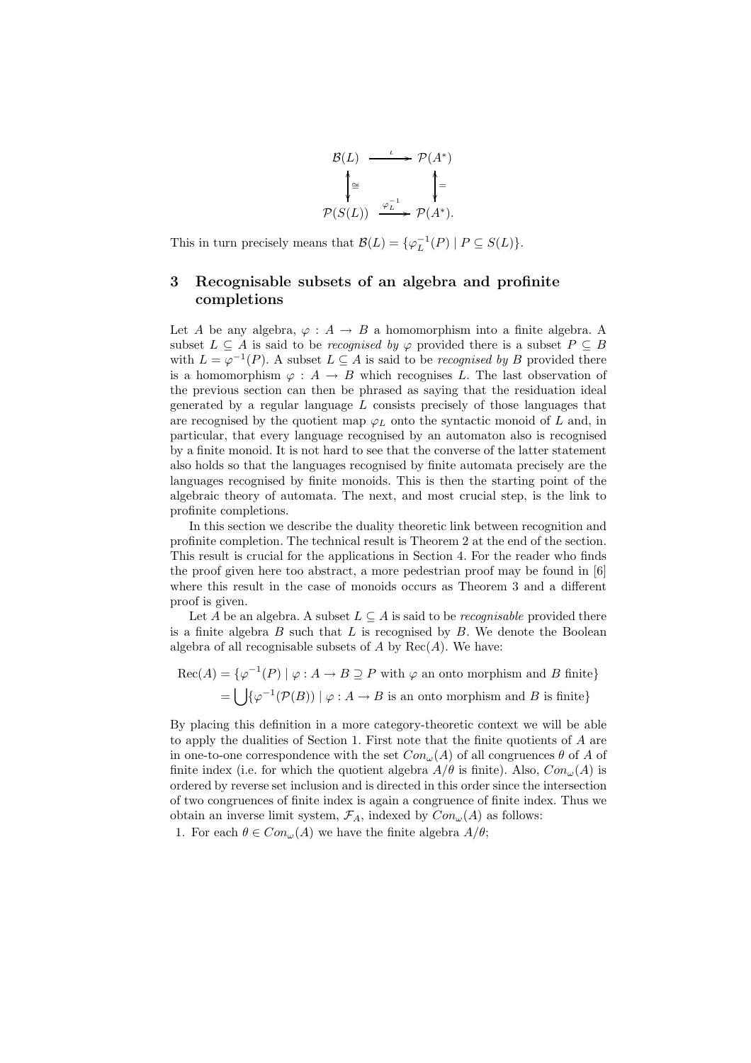$$
\begin{array}{ccc}
\mathcal{B}(L) & \xrightarrow{\ \iota\ } & \mathcal{P}(A^*) \\
\updownarrow \cong & & \updownarrow = \\
\mathcal{P}(S(L)) & \xrightarrow{\ \varphi_L^{-1}\ } & \mathcal{P}(A^*).
\end{array}
$$

This in turn precisely means that $\mathcal{B}(L) = \{\varphi_L^{-1}(P) \mid P \subseteq S(L)\}$.

## 3 Recognisable subsets of an algebra and profinite completions

Let $A$ be any algebra, $\varphi : A \to B$ a homomorphism into a finite algebra. A subset $L \subseteq A$ is said to be *recognised by* $\varphi$ provided there is a subset $P \subseteq B$ with $L = \varphi^{-1}(P)$. A subset $L \subseteq A$ is said to be *recognised by* $B$ provided there is a homomorphism $\varphi : A \to B$ which recognises $L$. The last observation of the previous section can then be phrased as saying that the residuation ideal generated by a regular language $L$ consists precisely of those languages that are recognised by the quotient map $\varphi_L$ onto the syntactic monoid of $L$ and, in particular, that every language recognised by an automaton also is recognised by a finite monoid. It is not hard to see that the converse of the latter statement also holds so that the languages recognised by finite automata precisely are the languages recognised by finite monoids. This is then the starting point of the algebraic theory of automata. The next, and most crucial step, is the link to profinite completions.

In this section we describe the duality theoretic link between recognition and profinite completion. The technical result is Theorem 2 at the end of the section. This result is crucial for the applications in Section 4. For the reader who finds the proof given here too abstract, a more pedestrian proof may be found in [6] where this result in the case of monoids occurs as Theorem 3 and a different proof is given.

Let $A$ be an algebra. A subset $L \subseteq A$ is said to be *recognisable* provided there is a finite algebra $B$ such that $L$ is recognised by $B$. We denote the Boolean algebra of all recognisable subsets of $A$ by $\mathrm{Rec}(A)$. We have:

$$
\begin{aligned}
\mathrm{Rec}(A) &= \{\varphi^{-1}(P) \mid \varphi : A \to B \supseteq P \text{ with } \varphi \text{ an onto morphism and } B \text{ finite}\} \\
&= \bigcup \{\varphi^{-1}(\mathcal{P}(B)) \mid \varphi : A \to B \text{ is an onto morphism and } B \text{ is finite}\}
\end{aligned}
$$

By placing this definition in a more category-theoretic context we will be able to apply the dualities of Section 1. First note that the finite quotients of $A$ are in one-to-one correspondence with the set $Con_\omega(A)$ of all congruences $\theta$ of $A$ of finite index (i.e. for which the quotient algebra $A/\theta$ is finite). Also, $Con_\omega(A)$ is ordered by reverse set inclusion and is directed in this order since the intersection of two congruences of finite index is again a congruence of finite index. Thus we obtain an inverse limit system, $\mathcal{F}_A$, indexed by $Con_\omega(A)$ as follows:

1. For each $\theta \in Con_\omega(A)$ we have the finite algebra $A/\theta$;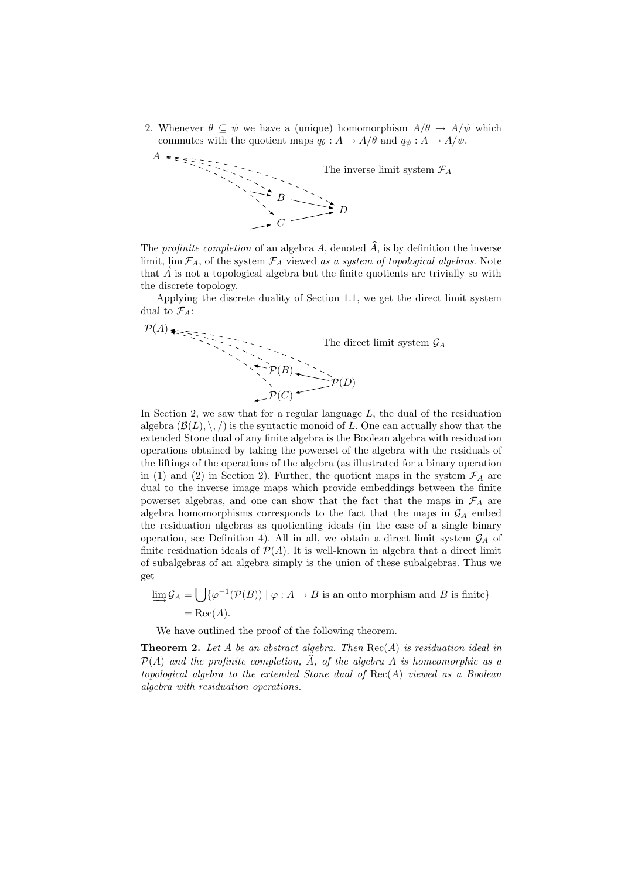2. Whenever $\theta \subseteq \psi$ we have a (unique) homomorphism $A/\theta \to A/\psi$ which commutes with the quotient maps $q_\theta : A \to A/\theta$ and $q_\psi : A \to A/\psi$.

The inverse limit system $\mathcal{F}_A$

The *profinite completion* of an algebra $A$, denoted $\widehat{A}$, is by definition the inverse limit, $\varprojlim \mathcal{F}_A$, of the system $\mathcal{F}_A$ viewed *as a system of topological algebras*. Note that $A$ is not a topological algebra but the finite quotients are trivially so with the discrete topology.

Applying the discrete duality of Section 1.1, we get the direct limit system dual to $\mathcal{F}_A$:

The direct limit system $\mathcal{G}_A$

In Section 2, we saw that for a regular language $L$, the dual of the residuation algebra $(\mathcal{B}(L), \backslash, /)$ is the syntactic monoid of $L$. One can actually show that the extended Stone dual of any finite algebra is the Boolean algebra with residuation operations obtained by taking the powerset of the algebra with the residuals of the liftings of the operations of the algebra (as illustrated for a binary operation in (1) and (2) in Section 2). Further, the quotient maps in the system $\mathcal{F}_A$ are dual to the inverse image maps which provide embeddings between the finite powerset algebras, and one can show that the fact that the maps in $\mathcal{F}_A$ are algebra homomorphisms corresponds to the fact that the maps in $\mathcal{G}_A$ embed the residuation algebras as quotienting ideals (in the case of a single binary operation, see Definition 4). All in all, we obtain a direct limit system $\mathcal{G}_A$ of finite residuation ideals of $\mathcal{P}(A)$. It is well-known in algebra that a direct limit of subalgebras of an algebra simply is the union of these subalgebras. Thus we get

$$\begin{aligned}\varinjlim \mathcal{G}_A &= \bigcup\{\varphi^{-1}(\mathcal{P}(B)) \mid \varphi : A \to B \text{ is an onto morphism and } B \text{ is finite}\} \\ &= \mathrm{Rec}(A).\end{aligned}$$

We have outlined the proof of the following theorem.

**Theorem 2.** *Let $A$ be an abstract algebra. Then $\mathrm{Rec}(A)$ is residuation ideal in $\mathcal{P}(A)$ and the profinite completion, $\widehat{A}$, of the algebra $A$ is homeomorphic as a topological algebra to the extended Stone dual of $\mathrm{Rec}(A)$ viewed as a Boolean algebra with residuation operations.*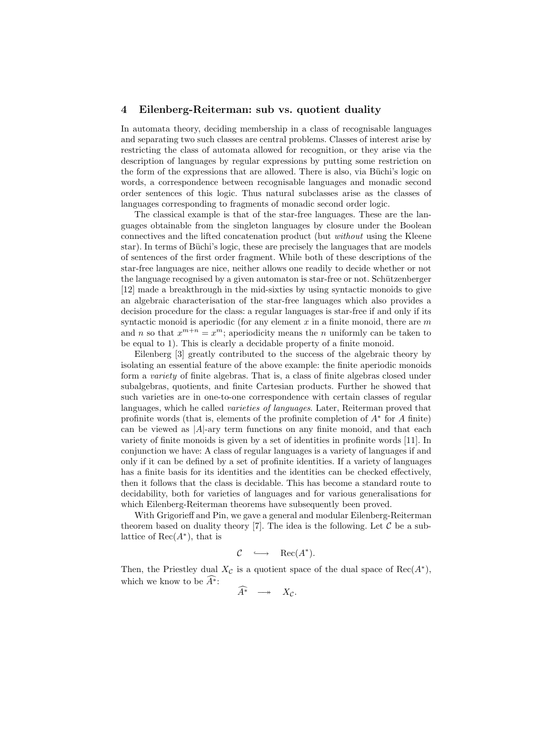## 4 Eilenberg-Reiterman: sub vs. quotient duality

In automata theory, deciding membership in a class of recognisable languages and separating two such classes are central problems. Classes of interest arise by restricting the class of automata allowed for recognition, or they arise via the description of languages by regular expressions by putting some restriction on the form of the expressions that are allowed. There is also, via Büchi's logic on words, a correspondence between recognisable languages and monadic second order sentences of this logic. Thus natural subclasses arise as the classes of languages corresponding to fragments of monadic second order logic.

The classical example is that of the star-free languages. These are the languages obtainable from the singleton languages by closure under the Boolean connectives and the lifted concatenation product (but *without* using the Kleene star). In terms of Büchi's logic, these are precisely the languages that are models of sentences of the first order fragment. While both of these descriptions of the star-free languages are nice, neither allows one readily to decide whether or not the language recognised by a given automaton is star-free or not. Schützenberger [12] made a breakthrough in the mid-sixties by using syntactic monoids to give an algebraic characterisation of the star-free languages which also provides a decision procedure for the class: a regular languages is star-free if and only if its syntactic monoid is aperiodic (for any element $x$ in a finite monoid, there are $m$ and $n$ so that $x^{m+n} = x^m$; aperiodicity means the $n$ uniformly can be taken to be equal to 1). This is clearly a decidable property of a finite monoid.

Eilenberg [3] greatly contributed to the success of the algebraic theory by isolating an essential feature of the above example: the finite aperiodic monoids form a *variety* of finite algebras. That is, a class of finite algebras closed under subalgebras, quotients, and finite Cartesian products. Further he showed that such varieties are in one-to-one correspondence with certain classes of regular languages, which he called *varieties of languages*. Later, Reiterman proved that profinite words (that is, elements of the profinite completion of $A^*$ for $A$ finite) can be viewed as $|A|$-ary term functions on any finite monoid, and that each variety of finite monoids is given by a set of identities in profinite words [11]. In conjunction we have: A class of regular languages is a variety of languages if and only if it can be defined by a set of profinite identities. If a variety of languages has a finite basis for its identities and the identities can be checked effectively, then it follows that the class is decidable. This has become a standard route to decidability, both for varieties of languages and for various generalisations for which Eilenberg-Reiterman theorems have subsequently been proved.

With Grigorieff and Pin, we gave a general and modular Eilenberg-Reiterman theorem based on duality theory [7]. The idea is the following. Let $\mathcal{C}$ be a sublattice of $\mathrm{Rec}(A^*)$, that is

$$\mathcal{C} \quad \hookrightarrow \quad \mathrm{Rec}(A^*).$$

Then, the Priestley dual $X_{\mathcal{C}}$ is a quotient space of the dual space of $\mathrm{Rec}(A^*)$, which we know to be $\widehat{A^*}$:

$$\widehat{A^*} \quad \twoheadrightarrow \quad X_{\mathcal{C}}.$$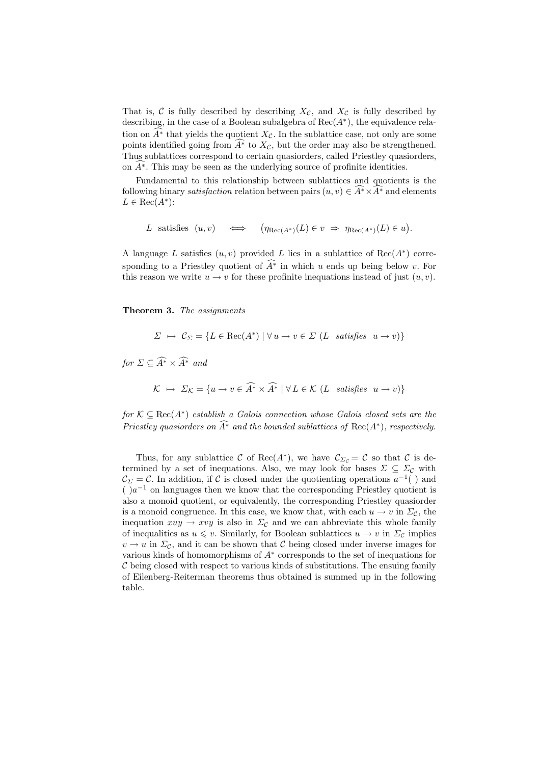That is, $\mathcal{C}$ is fully described by describing $X_{\mathcal{C}}$, and $X_{\mathcal{C}}$ is fully described by describing, in the case of a Boolean subalgebra of $\mathrm{Rec}(A^*)$, the equivalence relation on $\widehat{A^*}$ that yields the quotient $X_{\mathcal{C}}$. In the sublattice case, not only are some points identified going from $\widehat{A^*}$ to $X_{\mathcal{C}}$, but the order may also be strengthened. Thus sublattices correspond to certain quasiorders, called Priestley quasiorders, on $\widehat{A^*}$. This may be seen as the underlying source of profinite identities.

Fundamental to this relationship between sublattices and quotients is the following binary *satisfaction* relation between pairs $(u, v) \in \widehat{A^*} \times \widehat{A^*}$ and elements $L \in \mathrm{Rec}(A^*)$:

$$L \ \text{ satisfies } \ (u, v) \quad \iff \quad \big(\eta_{\mathrm{Rec}(A^*)}(L) \in v \ \Rightarrow \ \eta_{\mathrm{Rec}(A^*)}(L) \in u\big).$$

A language $L$ satisfies $(u, v)$ provided $L$ lies in a sublattice of $\mathrm{Rec}(A^*)$ corresponding to a Priestley quotient of $\widehat{A^*}$ in which $u$ ends up being below $v$. For this reason we write $u \to v$ for these profinite inequations instead of just $(u, v)$.

**Theorem 3.** *The assignments*

$$\Sigma \ \mapsto \ \mathcal{C}_\Sigma = \{L \in \mathrm{Rec}(A^*) \mid \forall\, u \to v \in \Sigma \ (L \ \ \textit{satisfies} \ \ u \to v)\}$$

*for* $\Sigma \subseteq \widehat{A^*} \times \widehat{A^*}$ *and*

$$\mathcal{K} \ \mapsto \ \Sigma_{\mathcal{K}} = \{u \to v \in \widehat{A^*} \times \widehat{A^*} \mid \forall\, L \in \mathcal{K} \ (L \ \ \textit{satisfies} \ \ u \to v)\}$$

*for* $\mathcal{K} \subseteq \mathrm{Rec}(A^*)$ *establish a Galois connection whose Galois closed sets are the Priestley quasiorders on* $\widehat{A^*}$ *and the bounded sublattices of* $\mathrm{Rec}(A^*)$*, respectively.*

Thus, for any sublattice $\mathcal{C}$ of $\mathrm{Rec}(A^*)$, we have $\mathcal{C}_{\Sigma_{\mathcal{C}}} = \mathcal{C}$ so that $\mathcal{C}$ is determined by a set of inequations. Also, we may look for bases $\Sigma \subseteq \Sigma_{\mathcal{C}}$ with $\mathcal{C}_\Sigma = \mathcal{C}$. In addition, if $\mathcal{C}$ is closed under the quotienting operations $a^{-1}(\ )$ and $(\ )a^{-1}$ on languages then we know that the corresponding Priestley quotient is also a monoid quotient, or equivalently, the corresponding Priestley quasiorder is a monoid congruence. In this case, we know that, with each $u \to v$ in $\Sigma_{\mathcal{C}}$, the inequation $xuy \to xvy$ is also in $\Sigma_{\mathcal{C}}$ and we can abbreviate this whole family of inequalities as $u \leqslant v$. Similarly, for Boolean sublattices $u \to v$ in $\Sigma_{\mathcal{C}}$ implies $v \to u$ in $\Sigma_{\mathcal{C}}$, and it can be shown that $\mathcal{C}$ being closed under inverse images for various kinds of homomorphisms of $A^*$ corresponds to the set of inequations for $\mathcal{C}$ being closed with respect to various kinds of substitutions. The ensuing family of Eilenberg-Reiterman theorems thus obtained is summed up in the following table.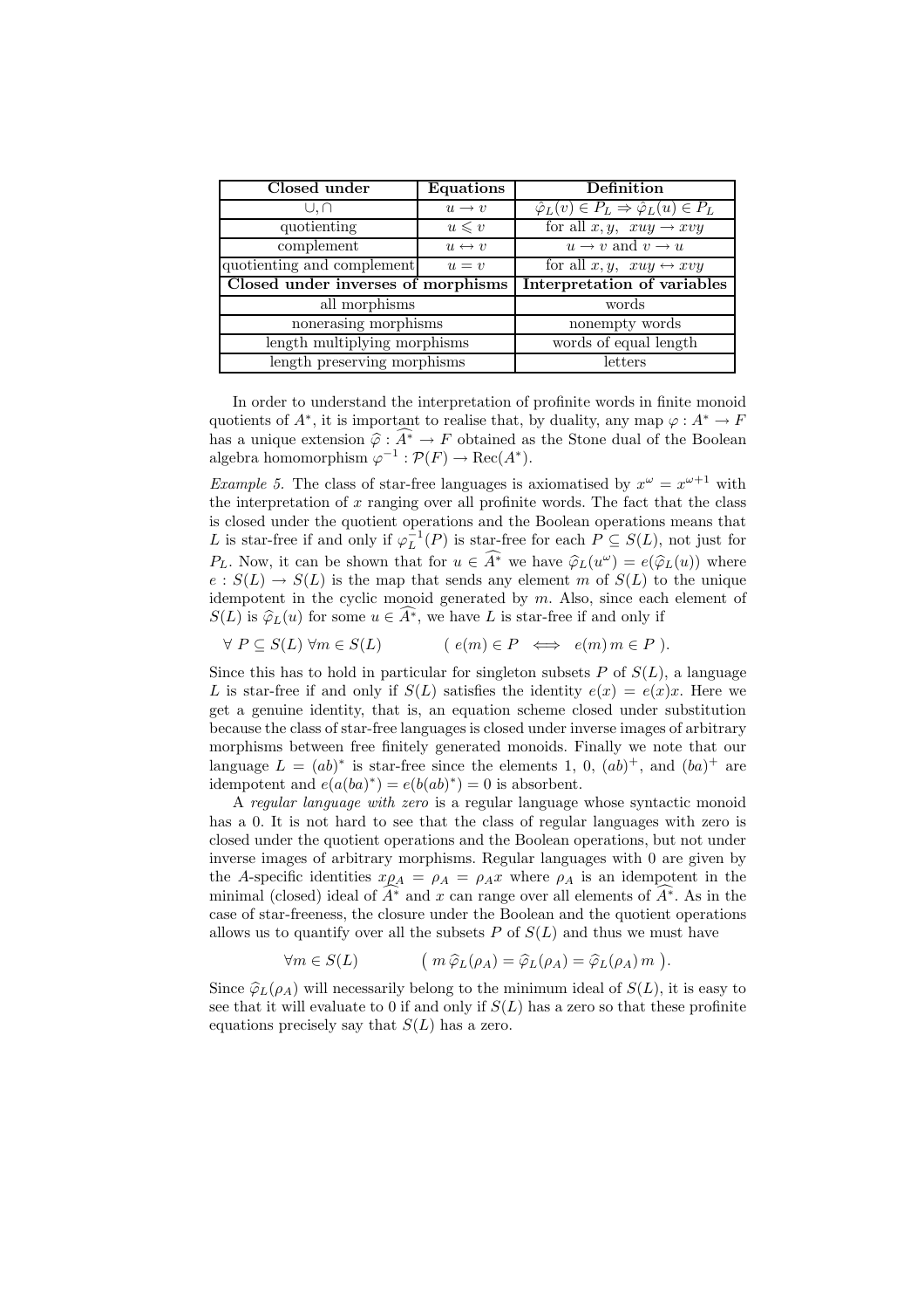| Closed under | Equations | Definition |
|---|---|---|
| $\cup, \cap$ | $u \to v$ | $\hat{\varphi}_L(v) \in P_L \Rightarrow \hat{\varphi}_L(u) \in P_L$ |
| quotienting | $u \leqslant v$ | for all $x, y,\ \ xuy \to xvy$ |
| complement | $u \leftrightarrow v$ | $u \to v$ and $v \to u$ |
| quotienting and complement | $u = v$ | for all $x, y,\ \ xuy \leftrightarrow xvy$ |
| **Closed under inverses of morphisms** | | **Interpretation of variables** |
| all morphisms | | words |
| nonerasing morphisms | | nonempty words |
| length multiplying morphisms | | words of equal length |
| length preserving morphisms | | letters |

In order to understand the interpretation of profinite words in finite monoid quotients of $A^*$, it is important to realise that, by duality, any map $\varphi : A^* \to F$ has a unique extension $\widehat{\varphi} : \widehat{A^*} \to F$ obtained as the Stone dual of the Boolean algebra homomorphism $\varphi^{-1} : \mathcal{P}(F) \to \mathrm{Rec}(A^*)$.

*Example 5.* The class of star-free languages is axiomatised by $x^\omega = x^{\omega+1}$ with the interpretation of $x$ ranging over all profinite words. The fact that the class is closed under the quotient operations and the Boolean operations means that $L$ is star-free if and only if $\varphi_L^{-1}(P)$ is star-free for each $P \subseteq S(L)$, not just for $P_L$. Now, it can be shown that for $u \in \widehat{A^*}$ we have $\widehat{\varphi}_L(u^\omega) = e(\widehat{\varphi}_L(u))$ where $e : S(L) \to S(L)$ is the map that sends any element $m$ of $S(L)$ to the unique idempotent in the cyclic monoid generated by $m$. Also, since each element of $S(L)$ is $\widehat{\varphi}_L(u)$ for some $u \in \widehat{A^*}$, we have $L$ is star-free if and only if

$$\forall\ P \subseteq S(L)\ \forall m \in S(L) \qquad (\ e(m) \in P \iff e(m)\, m \in P\ ).$$

Since this has to hold in particular for singleton subsets $P$ of $S(L)$, a language $L$ is star-free if and only if $S(L)$ satisfies the identity $e(x) = e(x)x$. Here we get a genuine identity, that is, an equation scheme closed under substitution because the class of star-free languages is closed under inverse images of arbitrary morphisms between free finitely generated monoids. Finally we note that our language $L = (ab)^*$ is star-free since the elements 1, 0, $(ab)^+$, and $(ba)^+$ are idempotent and $e(a(ba)^*) = e(b(ab)^*) = 0$ is absorbent.

A *regular language with zero* is a regular language whose syntactic monoid has a 0. It is not hard to see that the class of regular languages with zero is closed under the quotient operations and the Boolean operations, but not under inverse images of arbitrary morphisms. Regular languages with 0 are given by the $A$-specific identities $x\rho_A = \rho_A = \rho_A x$ where $\rho_A$ is an idempotent in the minimal (closed) ideal of $\widehat{A^*}$ and $x$ can range over all elements of $\widehat{A^*}$. As in the case of star-freeness, the closure under the Boolean and the quotient operations allows us to quantify over all the subsets $P$ of $S(L)$ and thus we must have

$$\forall m \in S(L) \qquad \big(\ m\, \widehat{\varphi}_L(\rho_A) = \widehat{\varphi}_L(\rho_A) = \widehat{\varphi}_L(\rho_A)\, m\ \big).$$

Since $\widehat{\varphi}_L(\rho_A)$ will necessarily belong to the minimum ideal of $S(L)$, it is easy to see that it will evaluate to 0 if and only if $S(L)$ has a zero so that these profinite equations precisely say that $S(L)$ has a zero.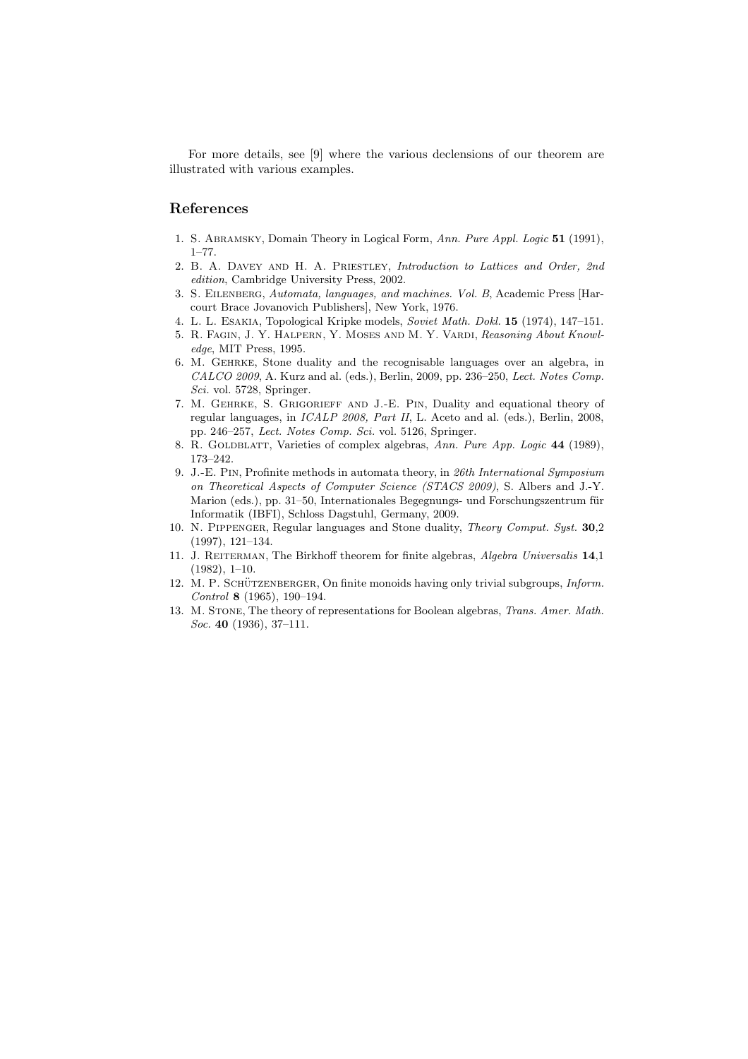For more details, see [9] where the various declensions of our theorem are illustrated with various examples.

## References

1. S. Abramsky, Domain Theory in Logical Form, *Ann. Pure Appl. Logic* **51** (1991), 1–77.
2. B. A. Davey and H. A. Priestley, *Introduction to Lattices and Order, 2nd edition*, Cambridge University Press, 2002.
3. S. Eilenberg, *Automata, languages, and machines. Vol. B*, Academic Press [Harcourt Brace Jovanovich Publishers], New York, 1976.
4. L. L. Esakia, Topological Kripke models, *Soviet Math. Dokl.* **15** (1974), 147–151.
5. R. Fagin, J. Y. Halpern, Y. Moses and M. Y. Vardi, *Reasoning About Knowledge*, MIT Press, 1995.
6. M. Gehrke, Stone duality and the recognisable languages over an algebra, in *CALCO 2009*, A. Kurz and al. (eds.), Berlin, 2009, pp. 236–250, *Lect. Notes Comp. Sci.* vol. 5728, Springer.
7. M. Gehrke, S. Grigorieff and J.-E. Pin, Duality and equational theory of regular languages, in *ICALP 2008, Part II*, L. Aceto and al. (eds.), Berlin, 2008, pp. 246–257, *Lect. Notes Comp. Sci.* vol. 5126, Springer.
8. R. Goldblatt, Varieties of complex algebras, *Ann. Pure App. Logic* **44** (1989), 173–242.
9. J.-E. Pin, Profinite methods in automata theory, in *26th International Symposium on Theoretical Aspects of Computer Science (STACS 2009)*, S. Albers and J.-Y. Marion (eds.), pp. 31–50, Internationales Begegnungs- und Forschungszentrum für Informatik (IBFI), Schloss Dagstuhl, Germany, 2009.
10. N. Pippenger, Regular languages and Stone duality, *Theory Comput. Syst.* **30**,2 (1997), 121–134.
11. J. Reiterman, The Birkhoff theorem for finite algebras, *Algebra Universalis* **14**,1 (1982), 1–10.
12. M. P. Schützenberger, On finite monoids having only trivial subgroups, *Inform. Control* **8** (1965), 190–194.
13. M. Stone, The theory of representations for Boolean algebras, *Trans. Amer. Math. Soc.* **40** (1936), 37–111.